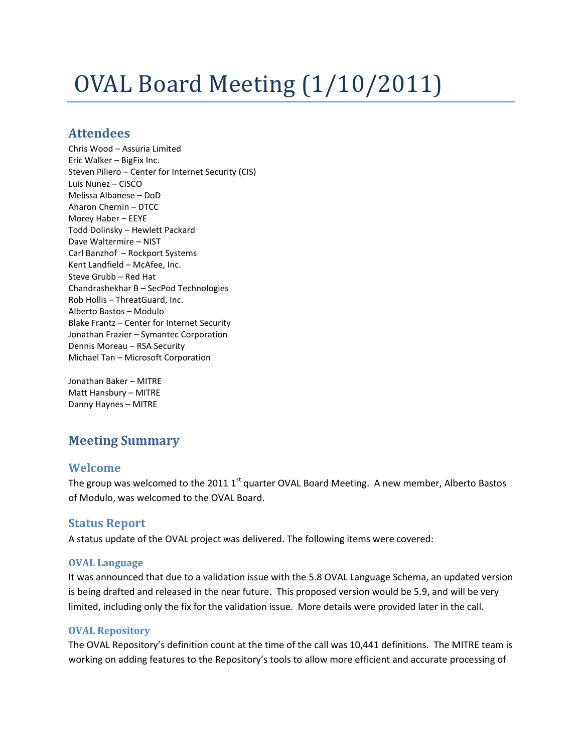# OVAL Board Meeting (1/10/2011)

## Attendees

Chris Wood – Assuria Limited
Eric Walker – BigFix Inc.
Steven Piliero – Center for Internet Security (CIS)
Luis Nunez – CISCO
Melissa Albanese – DoD
Aharon Chernin – DTCC
Morey Haber – EEYE
Todd Dolinsky – Hewlett Packard
Dave Waltermire – NIST
Carl Banzhof – Rockport Systems
Kent Landfield – McAfee, Inc.
Steve Grubb – Red Hat
Chandrashekhar B – SecPod Technologies
Rob Hollis – ThreatGuard, Inc.
Alberto Bastos – Modulo
Blake Frantz – Center for Internet Security
Jonathan Frazier – Symantec Corporation
Dennis Moreau – RSA Security
Michael Tan – Microsoft Corporation

Jonathan Baker – MITRE
Matt Hansbury – MITRE
Danny Haynes – MITRE

## Meeting Summary

### Welcome

The group was welcomed to the 2011 1st quarter OVAL Board Meeting. A new member, Alberto Bastos of Modulo, was welcomed to the OVAL Board.

### Status Report

A status update of the OVAL project was delivered. The following items were covered:

#### OVAL Language

It was announced that due to a validation issue with the 5.8 OVAL Language Schema, an updated version is being drafted and released in the near future. This proposed version would be 5.9, and will be very limited, including only the fix for the validation issue. More details were provided later in the call.

#### OVAL Repository

The OVAL Repository's definition count at the time of the call was 10,441 definitions. The MITRE team is working on adding features to the Repository's tools to allow more efficient and accurate processing of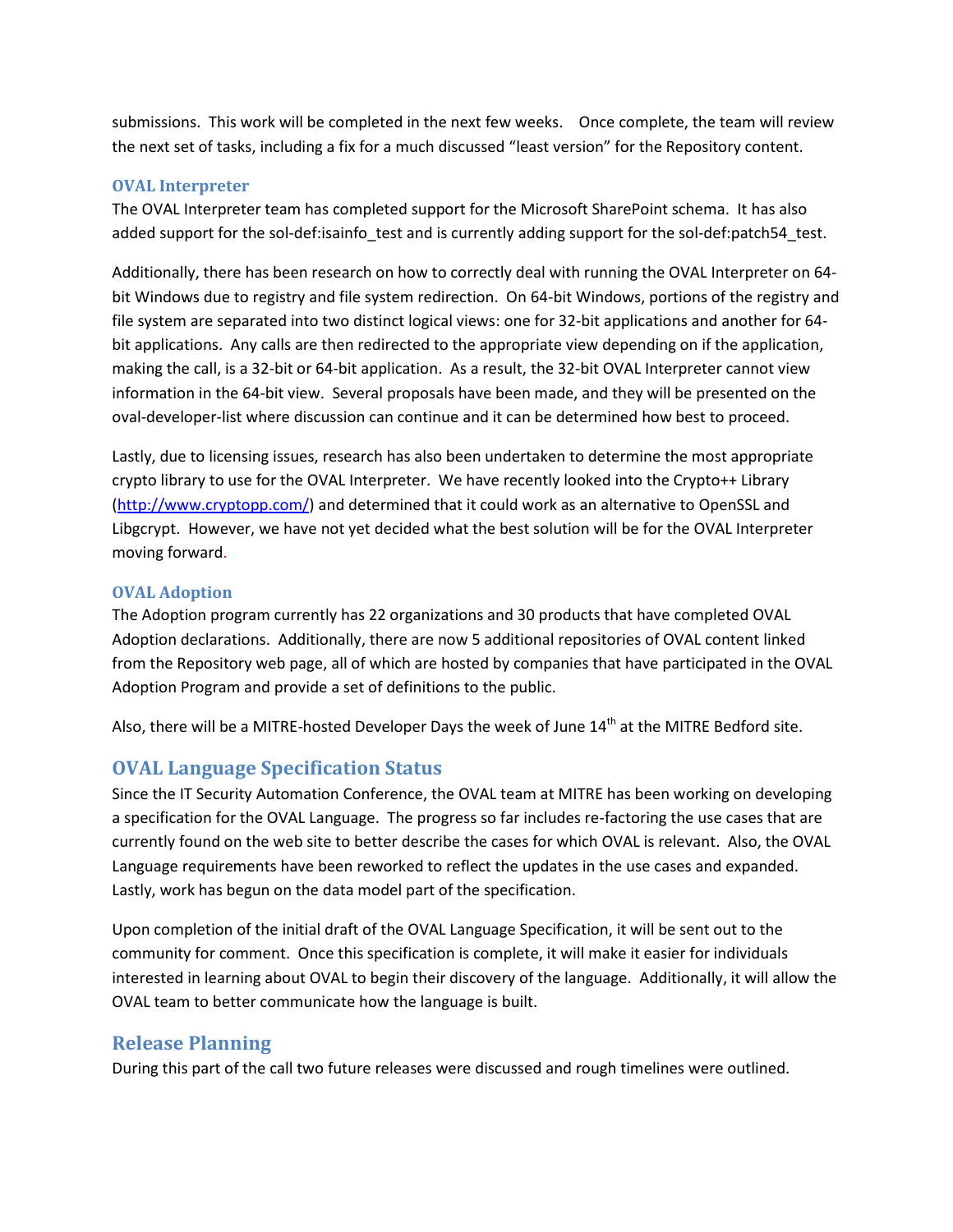submissions. This work will be completed in the next few weeks. Once complete, the team will review the next set of tasks, including a fix for a much discussed "least version" for the Repository content.

### OVAL Interpreter

The OVAL Interpreter team has completed support for the Microsoft SharePoint schema. It has also added support for the sol-def:isainfo_test and is currently adding support for the sol-def:patch54_test.

Additionally, there has been research on how to correctly deal with running the OVAL Interpreter on 64-bit Windows due to registry and file system redirection. On 64-bit Windows, portions of the registry and file system are separated into two distinct logical views: one for 32-bit applications and another for 64-bit applications. Any calls are then redirected to the appropriate view depending on if the application, making the call, is a 32-bit or 64-bit application. As a result, the 32-bit OVAL Interpreter cannot view information in the 64-bit view. Several proposals have been made, and they will be presented on the oval-developer-list where discussion can continue and it can be determined how best to proceed.

Lastly, due to licensing issues, research has also been undertaken to determine the most appropriate crypto library to use for the OVAL Interpreter. We have recently looked into the Crypto++ Library (http://www.cryptopp.com/) and determined that it could work as an alternative to OpenSSL and Libgcrypt. However, we have not yet decided what the best solution will be for the OVAL Interpreter moving forward.

### OVAL Adoption

The Adoption program currently has 22 organizations and 30 products that have completed OVAL Adoption declarations. Additionally, there are now 5 additional repositories of OVAL content linked from the Repository web page, all of which are hosted by companies that have participated in the OVAL Adoption Program and provide a set of definitions to the public.

Also, there will be a MITRE-hosted Developer Days the week of June 14th at the MITRE Bedford site.

## OVAL Language Specification Status

Since the IT Security Automation Conference, the OVAL team at MITRE has been working on developing a specification for the OVAL Language. The progress so far includes re-factoring the use cases that are currently found on the web site to better describe the cases for which OVAL is relevant. Also, the OVAL Language requirements have been reworked to reflect the updates in the use cases and expanded. Lastly, work has begun on the data model part of the specification.

Upon completion of the initial draft of the OVAL Language Specification, it will be sent out to the community for comment. Once this specification is complete, it will make it easier for individuals interested in learning about OVAL to begin their discovery of the language. Additionally, it will allow the OVAL team to better communicate how the language is built.

## Release Planning

During this part of the call two future releases were discussed and rough timelines were outlined.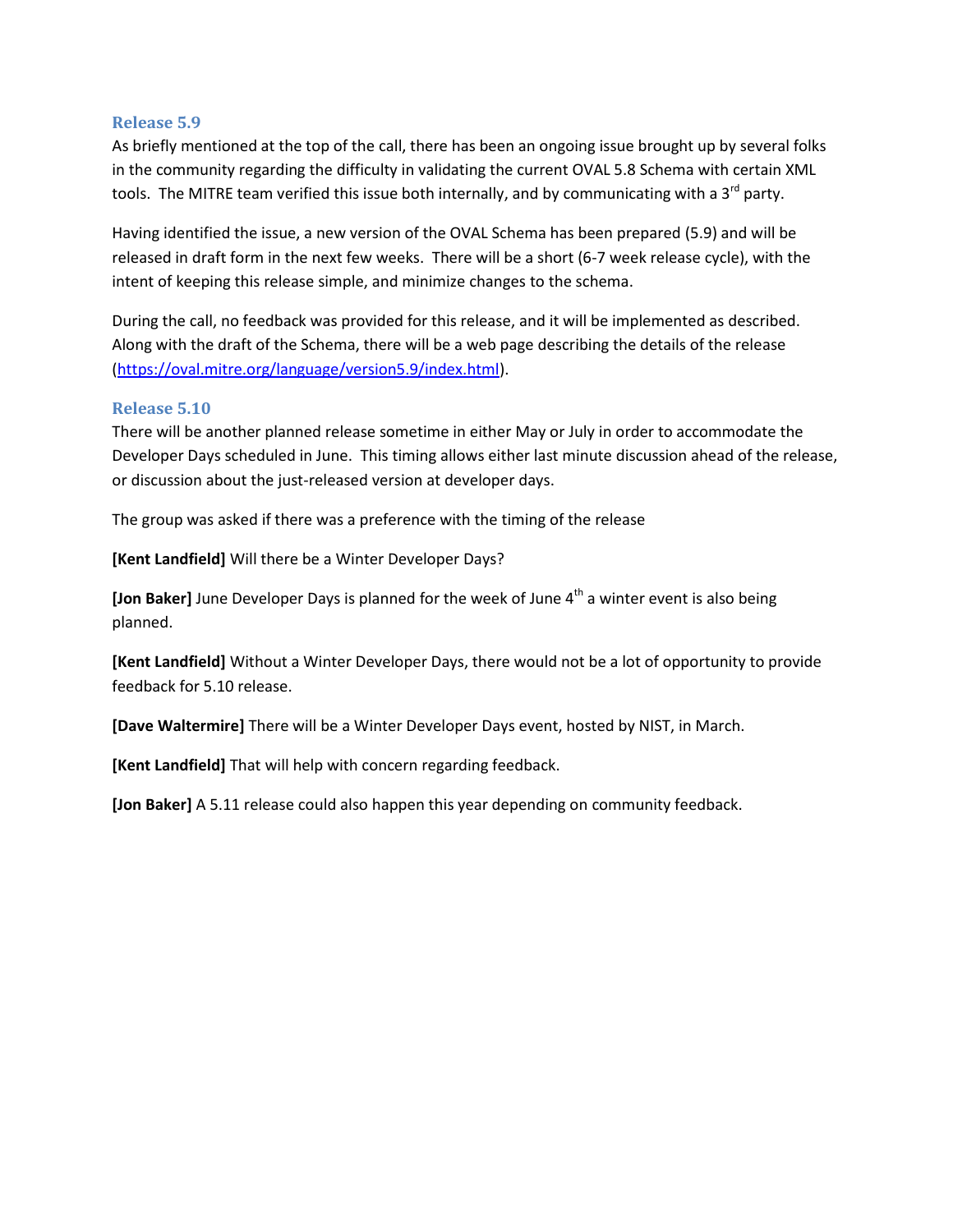### Release 5.9

As briefly mentioned at the top of the call, there has been an ongoing issue brought up by several folks in the community regarding the difficulty in validating the current OVAL 5.8 Schema with certain XML tools. The MITRE team verified this issue both internally, and by communicating with a 3rd party.

Having identified the issue, a new version of the OVAL Schema has been prepared (5.9) and will be released in draft form in the next few weeks. There will be a short (6-7 week release cycle), with the intent of keeping this release simple, and minimize changes to the schema.

During the call, no feedback was provided for this release, and it will be implemented as described. Along with the draft of the Schema, there will be a web page describing the details of the release (https://oval.mitre.org/language/version5.9/index.html).

### Release 5.10

There will be another planned release sometime in either May or July in order to accommodate the Developer Days scheduled in June. This timing allows either last minute discussion ahead of the release, or discussion about the just-released version at developer days.

The group was asked if there was a preference with the timing of the release

**[Kent Landfield]** Will there be a Winter Developer Days?

**[Jon Baker]** June Developer Days is planned for the week of June 4th a winter event is also being planned.

**[Kent Landfield]** Without a Winter Developer Days, there would not be a lot of opportunity to provide feedback for 5.10 release.

**[Dave Waltermire]** There will be a Winter Developer Days event, hosted by NIST, in March.

**[Kent Landfield]** That will help with concern regarding feedback.

**[Jon Baker]** A 5.11 release could also happen this year depending on community feedback.